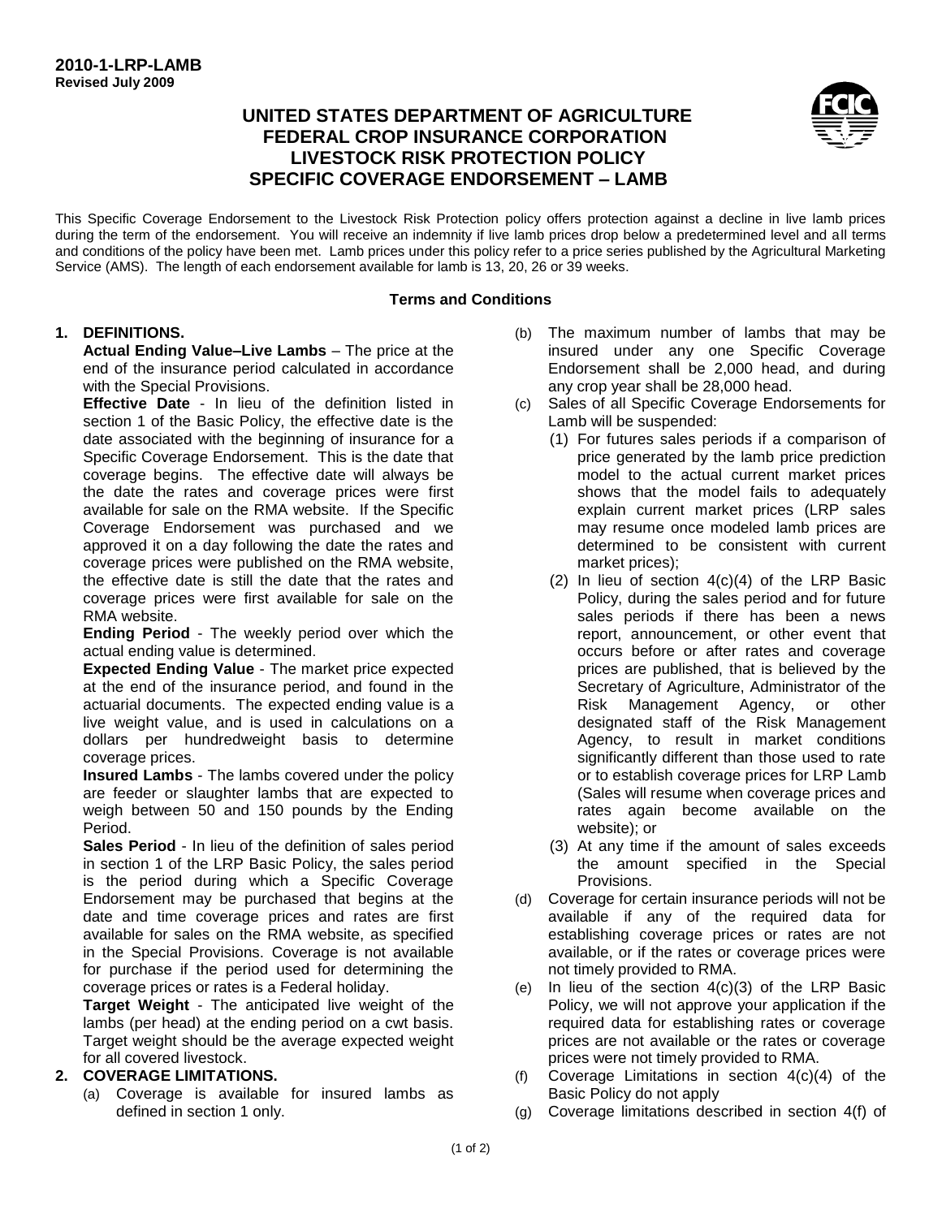**2010-1-LRP-LAMB**
**Revised July 2009**

# UNITED STATES DEPARTMENT OF AGRICULTURE FEDERAL CROP INSURANCE CORPORATION LIVESTOCK RISK PROTECTION POLICY SPECIFIC COVERAGE ENDORSEMENT – LAMB

This Specific Coverage Endorsement to the Livestock Risk Protection policy offers protection against a decline in live lamb prices during the term of the endorsement. You will receive an indemnity if live lamb prices drop below a predetermined level and all terms and conditions of the policy have been met. Lamb prices under this policy refer to a price series published by the Agricultural Marketing Service (AMS). The length of each endorsement available for lamb is 13, 20, 26 or 39 weeks.

## Terms and Conditions

**1. DEFINITIONS.**

**Actual Ending Value–Live Lambs** – The price at the end of the insurance period calculated in accordance with the Special Provisions.

**Effective Date** - In lieu of the definition listed in section 1 of the Basic Policy, the effective date is the date associated with the beginning of insurance for a Specific Coverage Endorsement. This is the date that coverage begins. The effective date will always be the date the rates and coverage prices were first available for sale on the RMA website. If the Specific Coverage Endorsement was purchased and we approved it on a day following the date the rates and coverage prices were published on the RMA website, the effective date is still the date that the rates and coverage prices were first available for sale on the RMA website.

**Ending Period** - The weekly period over which the actual ending value is determined.

**Expected Ending Value** - The market price expected at the end of the insurance period, and found in the actuarial documents. The expected ending value is a live weight value, and is used in calculations on a dollars per hundredweight basis to determine coverage prices.

**Insured Lambs** - The lambs covered under the policy are feeder or slaughter lambs that are expected to weigh between 50 and 150 pounds by the Ending Period.

**Sales Period** - In lieu of the definition of sales period in section 1 of the LRP Basic Policy, the sales period is the period during which a Specific Coverage Endorsement may be purchased that begins at the date and time coverage prices and rates are first available for sales on the RMA website, as specified in the Special Provisions. Coverage is not available for purchase if the period used for determining the coverage prices or rates is a Federal holiday.

**Target Weight** - The anticipated live weight of the lambs (per head) at the ending period on a cwt basis. Target weight should be the average expected weight for all covered livestock.

**2. COVERAGE LIMITATIONS.**

(a) Coverage is available for insured lambs as defined in section 1 only.

(b) The maximum number of lambs that may be insured under any one Specific Coverage Endorsement shall be 2,000 head, and during any crop year shall be 28,000 head.

(c) Sales of all Specific Coverage Endorsements for Lamb will be suspended:

(1) For futures sales periods if a comparison of price generated by the lamb price prediction model to the actual current market prices shows that the model fails to adequately explain current market prices (LRP sales may resume once modeled lamb prices are determined to be consistent with current market prices);

(2) In lieu of section 4(c)(4) of the LRP Basic Policy, during the sales period and for future sales periods if there has been a news report, announcement, or other event that occurs before or after rates and coverage prices are published, that is believed by the Secretary of Agriculture, Administrator of the Risk Management Agency, or other designated staff of the Risk Management Agency, to result in market conditions significantly different than those used to rate or to establish coverage prices for LRP Lamb (Sales will resume when coverage prices and rates again become available on the website); or

(3) At any time if the amount of sales exceeds the amount specified in the Special Provisions.

(d) Coverage for certain insurance periods will not be available if any of the required data for establishing coverage prices or rates are not available, or if the rates or coverage prices were not timely provided to RMA.

(e) In lieu of the section 4(c)(3) of the LRP Basic Policy, we will not approve your application if the required data for establishing rates or coverage prices are not available or the rates or coverage prices were not timely provided to RMA.

(f) Coverage Limitations in section 4(c)(4) of the Basic Policy do not apply

(g) Coverage limitations described in section 4(f) of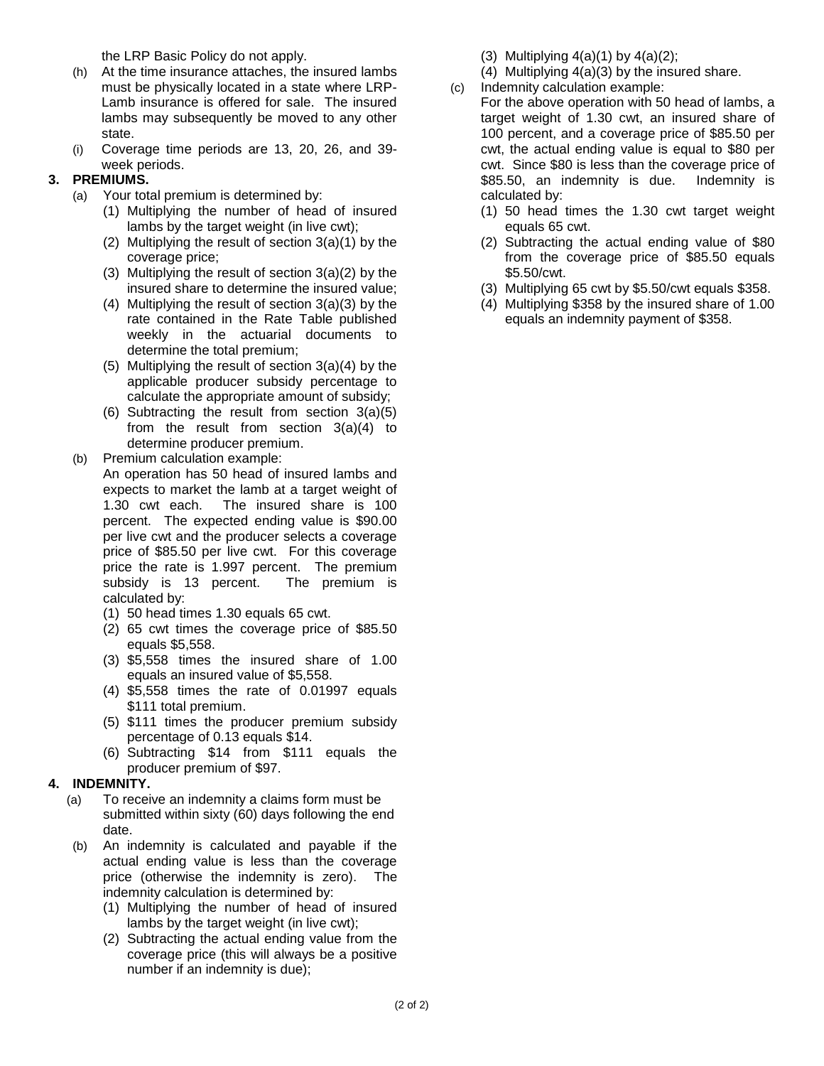the LRP Basic Policy do not apply.

(h) At the time insurance attaches, the insured lambs must be physically located in a state where LRP-Lamb insurance is offered for sale. The insured lambs may subsequently be moved to any other state.

(i) Coverage time periods are 13, 20, 26, and 39-week periods.

**3. PREMIUMS.**

(a) Your total premium is determined by:

(1) Multiplying the number of head of insured lambs by the target weight (in live cwt);

(2) Multiplying the result of section 3(a)(1) by the coverage price;

(3) Multiplying the result of section 3(a)(2) by the insured share to determine the insured value;

(4) Multiplying the result of section 3(a)(3) by the rate contained in the Rate Table published weekly in the actuarial documents to determine the total premium;

(5) Multiplying the result of section 3(a)(4) by the applicable producer subsidy percentage to calculate the appropriate amount of subsidy;

(6) Subtracting the result from section 3(a)(5) from the result from section 3(a)(4) to determine producer premium.

(b) Premium calculation example:

An operation has 50 head of insured lambs and expects to market the lamb at a target weight of 1.30 cwt each. The insured share is 100 percent. The expected ending value is $90.00 per live cwt and the producer selects a coverage price of $85.50 per live cwt. For this coverage price the rate is 1.997 percent. The premium subsidy is 13 percent. The premium is calculated by:

(1) 50 head times 1.30 equals 65 cwt.

(2) 65 cwt times the coverage price of $85.50 equals $5,558.

(3) $5,558 times the insured share of 1.00 equals an insured value of $5,558.

(4) $5,558 times the rate of 0.01997 equals $111 total premium.

(5) $111 times the producer premium subsidy percentage of 0.13 equals $14.

(6) Subtracting $14 from $111 equals the producer premium of $97.

**4. INDEMNITY.**

(a) To receive an indemnity a claims form must be submitted within sixty (60) days following the end date.

(b) An indemnity is calculated and payable if the actual ending value is less than the coverage price (otherwise the indemnity is zero). The indemnity calculation is determined by:

(1) Multiplying the number of head of insured lambs by the target weight (in live cwt);

(2) Subtracting the actual ending value from the coverage price (this will always be a positive number if an indemnity is due);

(3) Multiplying 4(a)(1) by 4(a)(2);

(4) Multiplying 4(a)(3) by the insured share.

(c) Indemnity calculation example:

For the above operation with 50 head of lambs, a target weight of 1.30 cwt, an insured share of 100 percent, and a coverage price of $85.50 per cwt, the actual ending value is equal to $80 per cwt. Since $80 is less than the coverage price of $85.50, an indemnity is due. Indemnity is calculated by:

(1) 50 head times the 1.30 cwt target weight equals 65 cwt.

(2) Subtracting the actual ending value of $80 from the coverage price of $85.50 equals $5.50/cwt.

(3) Multiplying 65 cwt by $5.50/cwt equals $358.

(4) Multiplying $358 by the insured share of 1.00 equals an indemnity payment of $358.